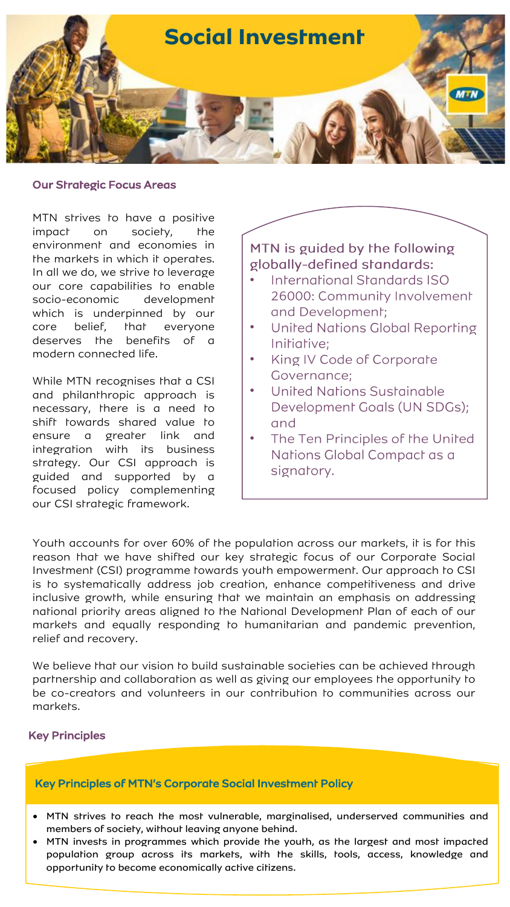# Social Investment

## Our Strategic Focus Areas

MTN strives to have a positive impact on society, the environment and economies in the markets in which it operates. In all we do, we strive to leverage our core capabilities to enable socio-economic development which is underpinned by our core belief, that everyone deserves the benefits of a modern connected life.

While MTN recognises that a CSI and philanthropic approach is necessary, there is a need to shift towards shared value to ensure a greater link and integration with its business strategy. Our CSI approach is guided and supported by a focused policy complementing our CSI strategic framework.

MTN is guided by the following globally-defined standards:

- International Standards ISO 26000: Community Involvement and Development;
- United Nations Global Reporting Initiative;
- King IV Code of Corporate Governance;
- United Nations Sustainable Development Goals (UN SDGs); and
- The Ten Principles of the United Nations Global Compact as a signatory.

Youth accounts for over 60% of the population across our markets, it is for this reason that we have shifted our key strategic focus of our Corporate Social Investment (CSI) programme towards youth empowerment. Our approach to CSI is to systematically address job creation, enhance competitiveness and drive inclusive growth, while ensuring that we maintain an emphasis on addressing national priority areas aligned to the National Development Plan of each of our markets and equally responding to humanitarian and pandemic prevention, relief and recovery.

We believe that our vision to build sustainable societies can be achieved through partnership and collaboration as well as giving our employees the opportunity to be co-creators and volunteers in our contribution to communities across our markets.

## Key Principles

### Key Principles of MTN's Corporate Social Investment Policy

- MTN strives to reach the most vulnerable, marginalised, underserved communities and members of society, without leaving anyone behind.
- MTN invests in programmes which provide the youth, as the largest and most impacted population group across its markets, with the skills, tools, access, knowledge and opportunity to become economically active citizens.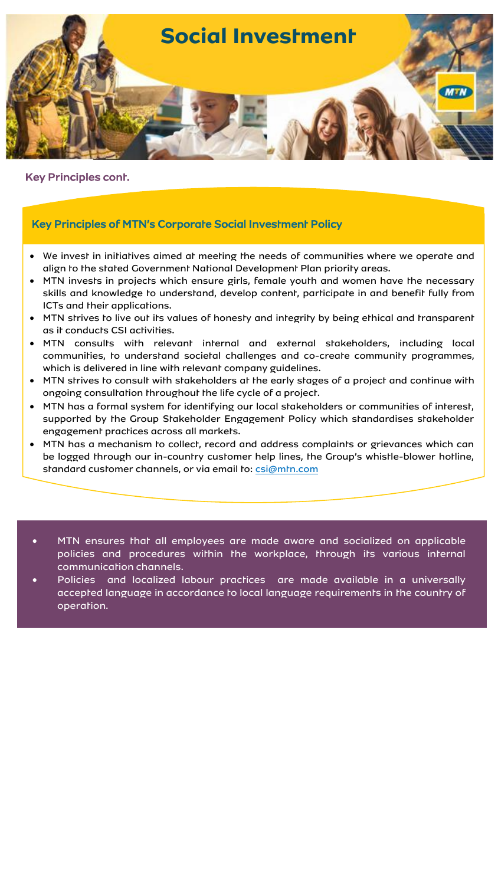# Social Investment

### Key Principles cont.

### Key Principles of MTN's Corporate Social Investment Policy

- We invest in initiatives aimed at meeting the needs of communities where we operate and align to the stated Government National Development Plan priority areas.
- MTN invests in projects which ensure girls, female youth and women have the necessary skills and knowledge to understand, develop content, participate in and benefit fully from ICTs and their applications.
- MTN strives to live out its values of honesty and integrity by being ethical and transparent as it conducts CSI activities.
- MTN consults with relevant internal and external stakeholders, including local communities, to understand societal challenges and co-create community programmes, which is delivered in line with relevant company guidelines.
- MTN strives to consult with stakeholders at the early stages of a project and continue with ongoing consultation throughout the life cycle of a project.
- MTN has a formal system for identifying our local stakeholders or communities of interest, supported by the Group Stakeholder Engagement Policy which standardises stakeholder engagement practices across all markets.
- MTN has a mechanism to collect, record and address complaints or grievances which can be logged through our in-country customer help lines, the Group's whistle-blower hotline, standard customer channels, or via email to: csi@mtn.com

- MTN ensures that all employees are made aware and socialized on applicable policies and procedures within the workplace, through its various internal communication channels.
- Policies and localized labour practices are made available in a universally accepted language in accordance to local language requirements in the country of operation.